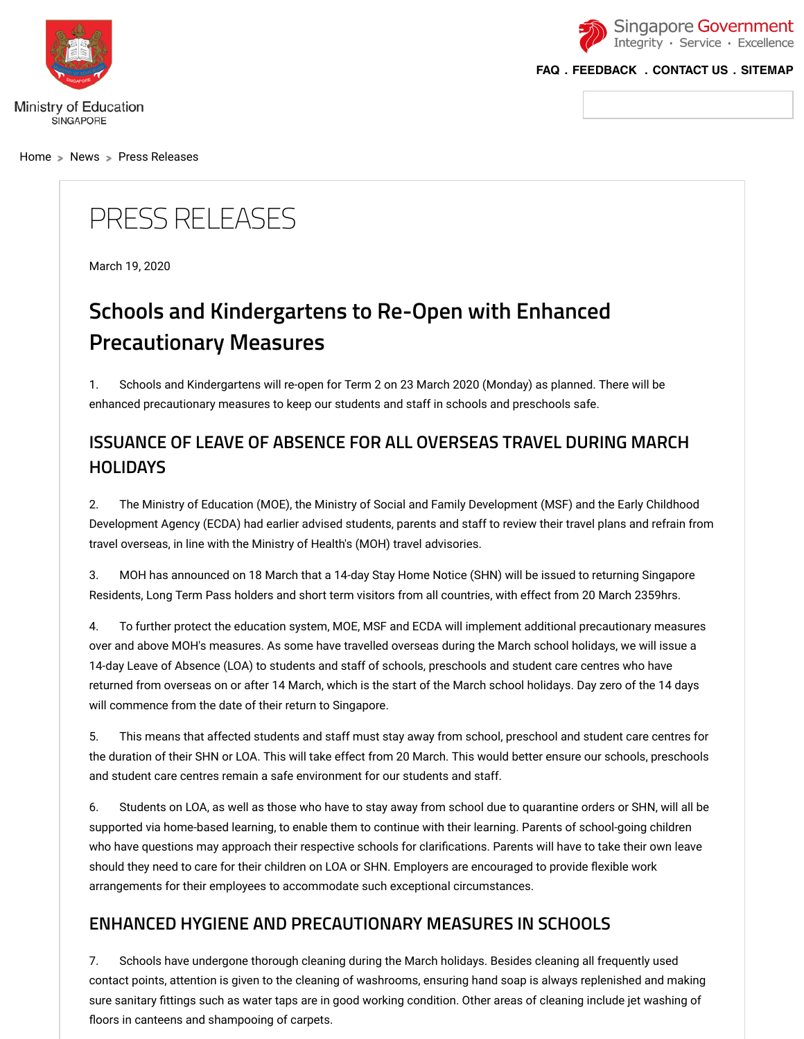Ministry of Education
SINGAPORE

Singapore Government
Integrity • Service • Excellence

FAQ . FEEDBACK . CONTACT US . SITEMAP

Home > News > Press Releases

# PRESS RELEASES

March 19, 2020

## Schools and Kindergartens to Re-Open with Enhanced Precautionary Measures

1. Schools and Kindergartens will re-open for Term 2 on 23 March 2020 (Monday) as planned. There will be enhanced precautionary measures to keep our students and staff in schools and preschools safe.

### ISSUANCE OF LEAVE OF ABSENCE FOR ALL OVERSEAS TRAVEL DURING MARCH HOLIDAYS

2. The Ministry of Education (MOE), the Ministry of Social and Family Development (MSF) and the Early Childhood Development Agency (ECDA) had earlier advised students, parents and staff to review their travel plans and refrain from travel overseas, in line with the Ministry of Health's (MOH) travel advisories.

3. MOH has announced on 18 March that a 14-day Stay Home Notice (SHN) will be issued to returning Singapore Residents, Long Term Pass holders and short term visitors from all countries, with effect from 20 March 2359hrs.

4. To further protect the education system, MOE, MSF and ECDA will implement additional precautionary measures over and above MOH's measures. As some have travelled overseas during the March school holidays, we will issue a 14-day Leave of Absence (LOA) to students and staff of schools, preschools and student care centres who have returned from overseas on or after 14 March, which is the start of the March school holidays. Day zero of the 14 days will commence from the date of their return to Singapore.

5. This means that affected students and staff must stay away from school, preschool and student care centres for the duration of their SHN or LOA. This will take effect from 20 March. This would better ensure our schools, preschools and student care centres remain a safe environment for our students and staff.

6. Students on LOA, as well as those who have to stay away from school due to quarantine orders or SHN, will all be supported via home-based learning, to enable them to continue with their learning. Parents of school-going children who have questions may approach their respective schools for clarifications. Parents will have to take their own leave should they need to care for their children on LOA or SHN. Employers are encouraged to provide flexible work arrangements for their employees to accommodate such exceptional circumstances.

### ENHANCED HYGIENE AND PRECAUTIONARY MEASURES IN SCHOOLS

7. Schools have undergone thorough cleaning during the March holidays. Besides cleaning all frequently used contact points, attention is given to the cleaning of washrooms, ensuring hand soap is always replenished and making sure sanitary fittings such as water taps are in good working condition. Other areas of cleaning include jet washing of floors in canteens and shampooing of carpets.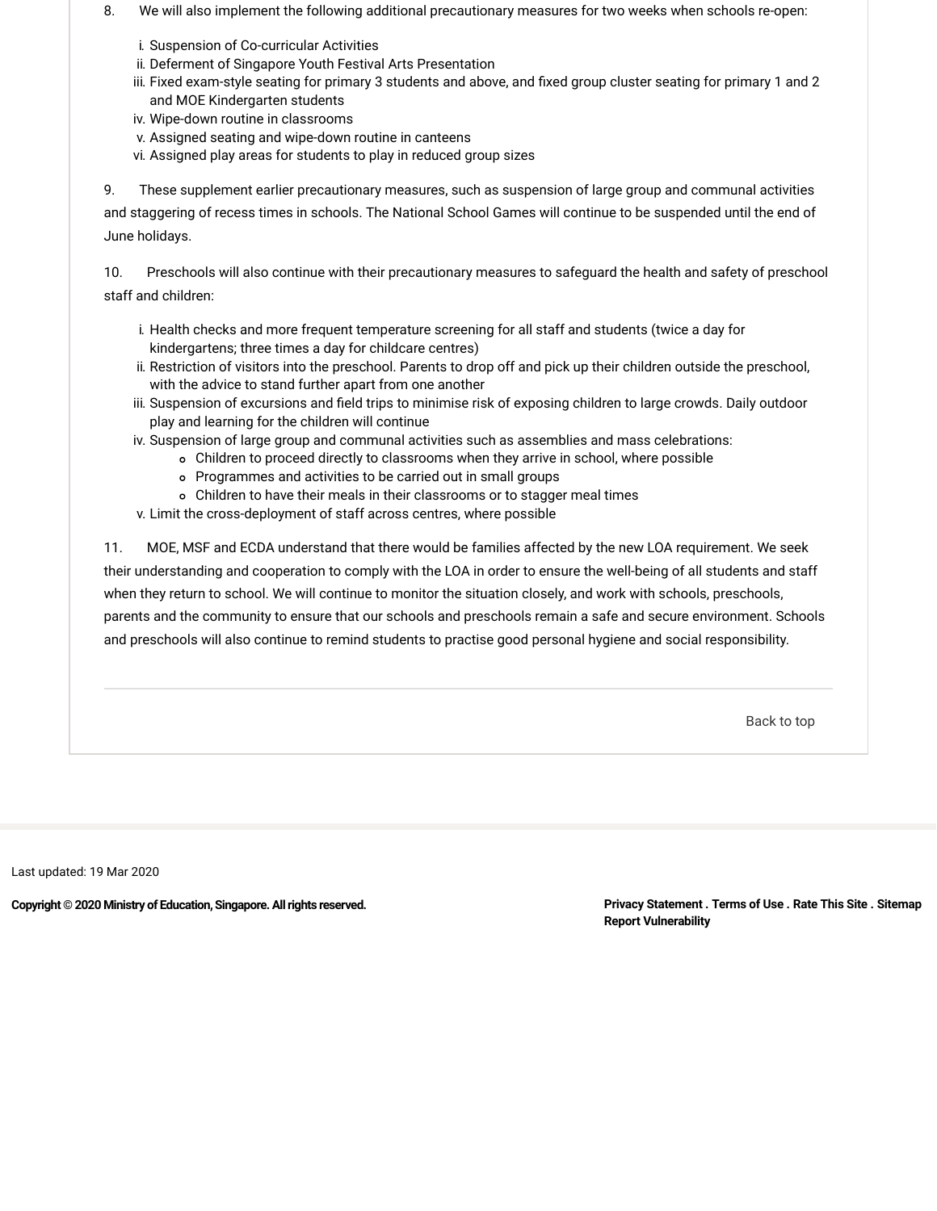8. We will also implement the following additional precautionary measures for two weeks when schools re-open:

   i. Suspension of Co-curricular Activities
   ii. Deferment of Singapore Youth Festival Arts Presentation
   iii. Fixed exam-style seating for primary 3 students and above, and fixed group cluster seating for primary 1 and 2 and MOE Kindergarten students
   iv. Wipe-down routine in classrooms
   v. Assigned seating and wipe-down routine in canteens
   vi. Assigned play areas for students to play in reduced group sizes

9. These supplement earlier precautionary measures, such as suspension of large group and communal activities and staggering of recess times in schools. The National School Games will continue to be suspended until the end of June holidays.

10. Preschools will also continue with their precautionary measures to safeguard the health and safety of preschool staff and children:

   i. Health checks and more frequent temperature screening for all staff and students (twice a day for kindergartens; three times a day for childcare centres)
   ii. Restriction of visitors into the preschool. Parents to drop off and pick up their children outside the preschool, with the advice to stand further apart from one another
   iii. Suspension of excursions and field trips to minimise risk of exposing children to large crowds. Daily outdoor play and learning for the children will continue
   iv. Suspension of large group and communal activities such as assemblies and mass celebrations:
      - Children to proceed directly to classrooms when they arrive in school, where possible
      - Programmes and activities to be carried out in small groups
      - Children to have their meals in their classrooms or to stagger meal times
   v. Limit the cross-deployment of staff across centres, where possible

11. MOE, MSF and ECDA understand that there would be families affected by the new LOA requirement. We seek their understanding and cooperation to comply with the LOA in order to ensure the well-being of all students and staff when they return to school. We will continue to monitor the situation closely, and work with schools, preschools, parents and the community to ensure that our schools and preschools remain a safe and secure environment. Schools and preschools will also continue to remind students to practise good personal hygiene and social responsibility.

Back to top

Last updated: 19 Mar 2020

**Copyright © 2020 Ministry of Education, Singapore. All rights reserved.**

**Privacy Statement . Terms of Use . Rate This Site . Sitemap**
**Report Vulnerability**